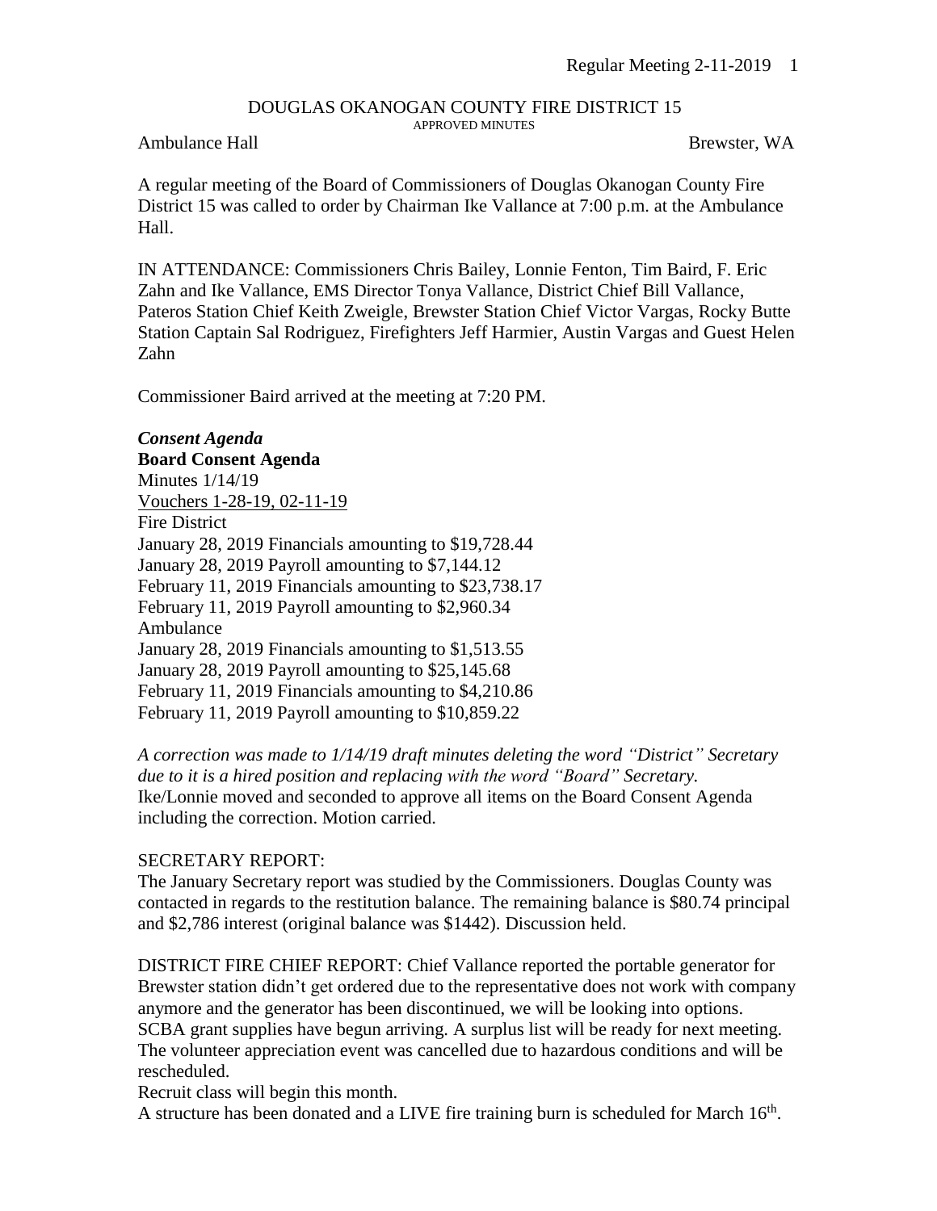# DOUGLAS OKANOGAN COUNTY FIRE DISTRICT 15

APPROVED MINUTES

Ambulance Hall Brewster, WA

A regular meeting of the Board of Commissioners of Douglas Okanogan County Fire District 15 was called to order by Chairman Ike Vallance at 7:00 p.m. at the Ambulance Hall.

IN ATTENDANCE: Commissioners Chris Bailey, Lonnie Fenton, Tim Baird, F. Eric Zahn and Ike Vallance, EMS Director Tonya Vallance, District Chief Bill Vallance, Pateros Station Chief Keith Zweigle, Brewster Station Chief Victor Vargas, Rocky Butte Station Captain Sal Rodriguez, Firefighters Jeff Harmier, Austin Vargas and Guest Helen Zahn

Commissioner Baird arrived at the meeting at 7:20 PM.

***Consent Agenda***

**Board Consent Agenda**

Minutes 1/14/19

Vouchers 1-28-19, 02-11-19

Fire District

January 28, 2019 Financials amounting to $19,728.44

January 28, 2019 Payroll amounting to $7,144.12

February 11, 2019 Financials amounting to $23,738.17

February 11, 2019 Payroll amounting to $2,960.34

Ambulance

January 28, 2019 Financials amounting to $1,513.55

January 28, 2019 Payroll amounting to $25,145.68

February 11, 2019 Financials amounting to $4,210.86

February 11, 2019 Payroll amounting to $10,859.22

*A correction was made to 1/14/19 draft minutes deleting the word "District" Secretary due to it is a hired position and replacing with the word "Board" Secretary.*

Ike/Lonnie moved and seconded to approve all items on the Board Consent Agenda including the correction. Motion carried.

SECRETARY REPORT:

The January Secretary report was studied by the Commissioners. Douglas County was contacted in regards to the restitution balance. The remaining balance is $80.74 principal and $2,786 interest (original balance was $1442). Discussion held.

DISTRICT FIRE CHIEF REPORT: Chief Vallance reported the portable generator for Brewster station didn't get ordered due to the representative does not work with company anymore and the generator has been discontinued, we will be looking into options. SCBA grant supplies have begun arriving. A surplus list will be ready for next meeting. The volunteer appreciation event was cancelled due to hazardous conditions and will be rescheduled.

Recruit class will begin this month.

A structure has been donated and a LIVE fire training burn is scheduled for March 16th.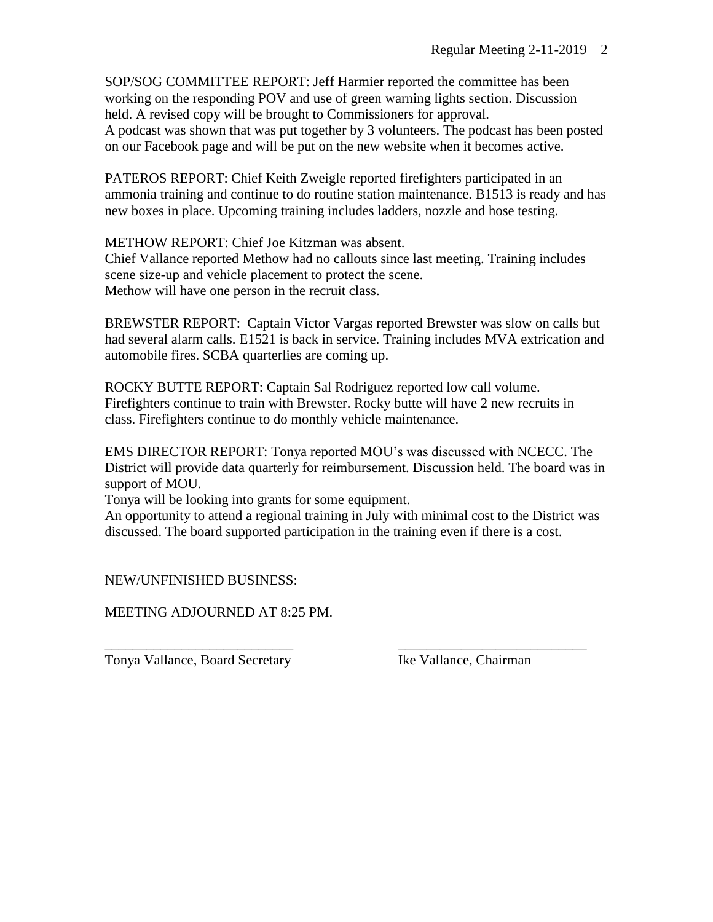SOP/SOG COMMITTEE REPORT: Jeff Harmier reported the committee has been working on the responding POV and use of green warning lights section. Discussion held. A revised copy will be brought to Commissioners for approval.
A podcast was shown that was put together by 3 volunteers. The podcast has been posted on our Facebook page and will be put on the new website when it becomes active.

PATEROS REPORT: Chief Keith Zweigle reported firefighters participated in an ammonia training and continue to do routine station maintenance. B1513 is ready and has new boxes in place. Upcoming training includes ladders, nozzle and hose testing.

METHOW REPORT: Chief Joe Kitzman was absent.
Chief Vallance reported Methow had no callouts since last meeting. Training includes scene size-up and vehicle placement to protect the scene.
Methow will have one person in the recruit class.

BREWSTER REPORT: Captain Victor Vargas reported Brewster was slow on calls but had several alarm calls. E1521 is back in service. Training includes MVA extrication and automobile fires. SCBA quarterlies are coming up.

ROCKY BUTTE REPORT: Captain Sal Rodriguez reported low call volume. Firefighters continue to train with Brewster. Rocky butte will have 2 new recruits in class. Firefighters continue to do monthly vehicle maintenance.

EMS DIRECTOR REPORT: Tonya reported MOU's was discussed with NCECC. The District will provide data quarterly for reimbursement. Discussion held. The board was in support of MOU.
Tonya will be looking into grants for some equipment.
An opportunity to attend a regional training in July with minimal cost to the District was discussed. The board supported participation in the training even if there is a cost.

NEW/UNFINISHED BUSINESS:

MEETING ADJOURNED AT 8:25 PM.

\_\_\_\_\_\_\_\_\_\_\_\_\_\_\_\_\_\_\_\_\_\_\_\_\_\_\_ \_\_\_\_\_\_\_\_\_\_\_\_\_\_\_\_\_\_\_\_\_\_\_\_\_\_\_

Tonya Vallance, Board Secretary Ike Vallance, Chairman